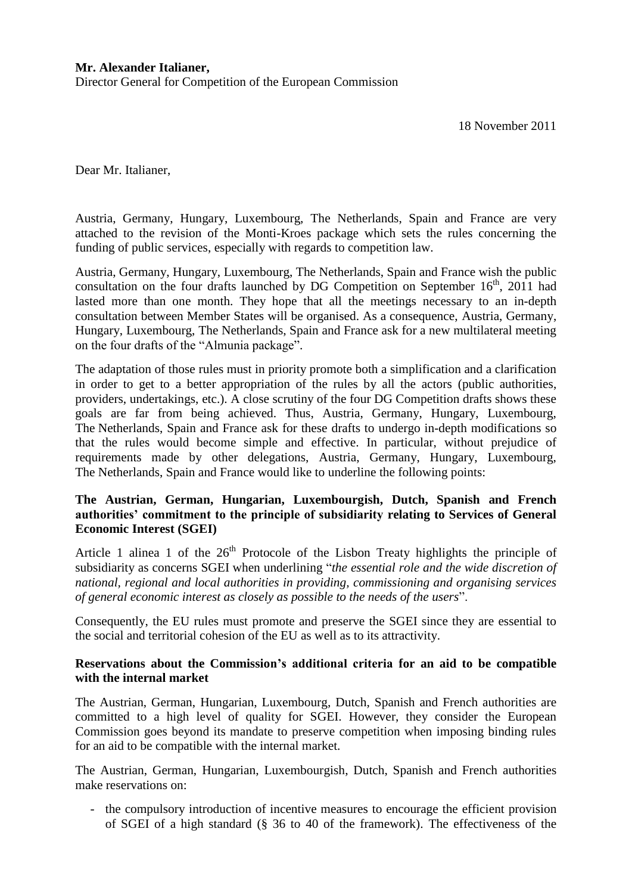**Mr. Alexander Italianer,**

Director General for Competition of the European Commission

18 November 2011

Dear Mr. Italianer,

Austria, Germany, Hungary, Luxembourg, The Netherlands, Spain and France are very attached to the revision of the Monti-Kroes package which sets the rules concerning the funding of public services, especially with regards to competition law.

Austria, Germany, Hungary, Luxembourg, The Netherlands, Spain and France wish the public consultation on the four drafts launched by DG Competition on September 16th, 2011 had lasted more than one month. They hope that all the meetings necessary to an in-depth consultation between Member States will be organised. As a consequence, Austria, Germany, Hungary, Luxembourg, The Netherlands, Spain and France ask for a new multilateral meeting on the four drafts of the "Almunia package".

The adaptation of those rules must in priority promote both a simplification and a clarification in order to get to a better appropriation of the rules by all the actors (public authorities, providers, undertakings, etc.). A close scrutiny of the four DG Competition drafts shows these goals are far from being achieved. Thus, Austria, Germany, Hungary, Luxembourg, The Netherlands, Spain and France ask for these drafts to undergo in-depth modifications so that the rules would become simple and effective. In particular, without prejudice of requirements made by other delegations, Austria, Germany, Hungary, Luxembourg, The Netherlands, Spain and France would like to underline the following points:

### The Austrian, German, Hungarian, Luxembourgish, Dutch, Spanish and French authorities' commitment to the principle of subsidiarity relating to Services of General Economic Interest (SGEI)

Article 1 alinea 1 of the 26th Protocole of the Lisbon Treaty highlights the principle of subsidiarity as concerns SGEI when underlining "*the essential role and the wide discretion of national, regional and local authorities in providing, commissioning and organising services of general economic interest as closely as possible to the needs of the users*".

Consequently, the EU rules must promote and preserve the SGEI since they are essential to the social and territorial cohesion of the EU as well as to its attractivity.

### Reservations about the Commission's additional criteria for an aid to be compatible with the internal market

The Austrian, German, Hungarian, Luxembourg, Dutch, Spanish and French authorities are committed to a high level of quality for SGEI. However, they consider the European Commission goes beyond its mandate to preserve competition when imposing binding rules for an aid to be compatible with the internal market.

The Austrian, German, Hungarian, Luxembourgish, Dutch, Spanish and French authorities make reservations on:

- the compulsory introduction of incentive measures to encourage the efficient provision of SGEI of a high standard (§ 36 to 40 of the framework). The effectiveness of the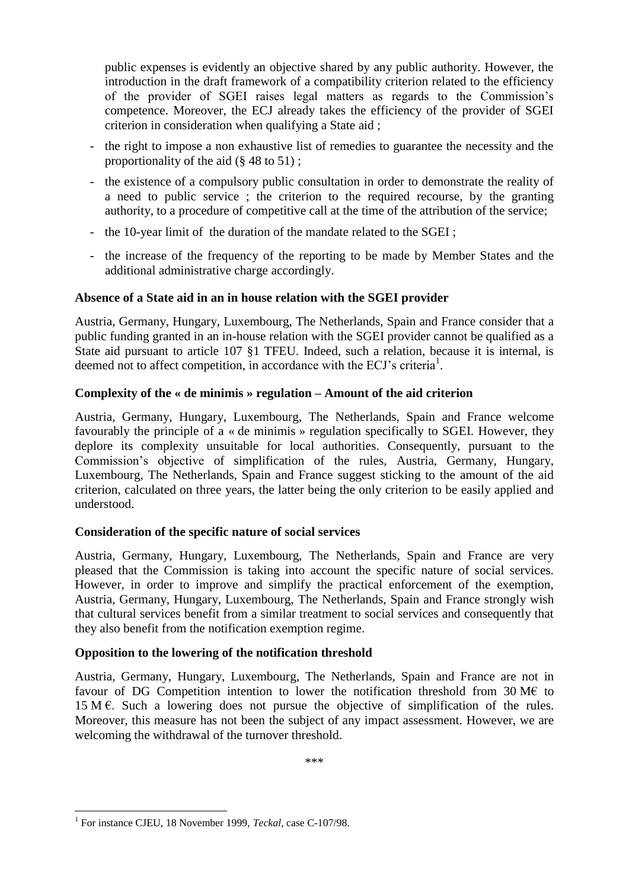public expenses is evidently an objective shared by any public authority. However, the introduction in the draft framework of a compatibility criterion related to the efficiency of the provider of SGEI raises legal matters as regards to the Commission's competence. Moreover, the ECJ already takes the efficiency of the provider of SGEI criterion in consideration when qualifying a State aid ;

- the right to impose a non exhaustive list of remedies to guarantee the necessity and the proportionality of the aid (§ 48 to 51) ;
- the existence of a compulsory public consultation in order to demonstrate the reality of a need to public service ; the criterion to the required recourse, by the granting authority, to a procedure of competitive call at the time of the attribution of the service;
- the 10-year limit of the duration of the mandate related to the SGEI ;
- the increase of the frequency of the reporting to be made by Member States and the additional administrative charge accordingly.

**Absence of a State aid in an in house relation with the SGEI provider**

Austria, Germany, Hungary, Luxembourg, The Netherlands, Spain and France consider that a public funding granted in an in-house relation with the SGEI provider cannot be qualified as a State aid pursuant to article 107 §1 TFEU. Indeed, such a relation, because it is internal, is deemed not to affect competition, in accordance with the ECJ's criteria[1].

**Complexity of the « de minimis » regulation – Amount of the aid criterion**

Austria, Germany, Hungary, Luxembourg, The Netherlands, Spain and France welcome favourably the principle of a « de minimis » regulation specifically to SGEI. However, they deplore its complexity unsuitable for local authorities. Consequently, pursuant to the Commission's objective of simplification of the rules, Austria, Germany, Hungary, Luxembourg, The Netherlands, Spain and France suggest sticking to the amount of the aid criterion, calculated on three years, the latter being the only criterion to be easily applied and understood.

**Consideration of the specific nature of social services**

Austria, Germany, Hungary, Luxembourg, The Netherlands, Spain and France are very pleased that the Commission is taking into account the specific nature of social services. However, in order to improve and simplify the practical enforcement of the exemption, Austria, Germany, Hungary, Luxembourg, The Netherlands, Spain and France strongly wish that cultural services benefit from a similar treatment to social services and consequently that they also benefit from the notification exemption regime.

**Opposition to the lowering of the notification threshold**

Austria, Germany, Hungary, Luxembourg, The Netherlands, Spain and France are not in favour of DG Competition intention to lower the notification threshold from 30 M€ to 15 M €. Such a lowering does not pursue the objective of simplification of the rules. Moreover, this measure has not been the subject of any impact assessment. However, we are welcoming the withdrawal of the turnover threshold.

\*\*\*

[1] For instance CJEU, 18 November 1999, *Teckal*, case C-107/98.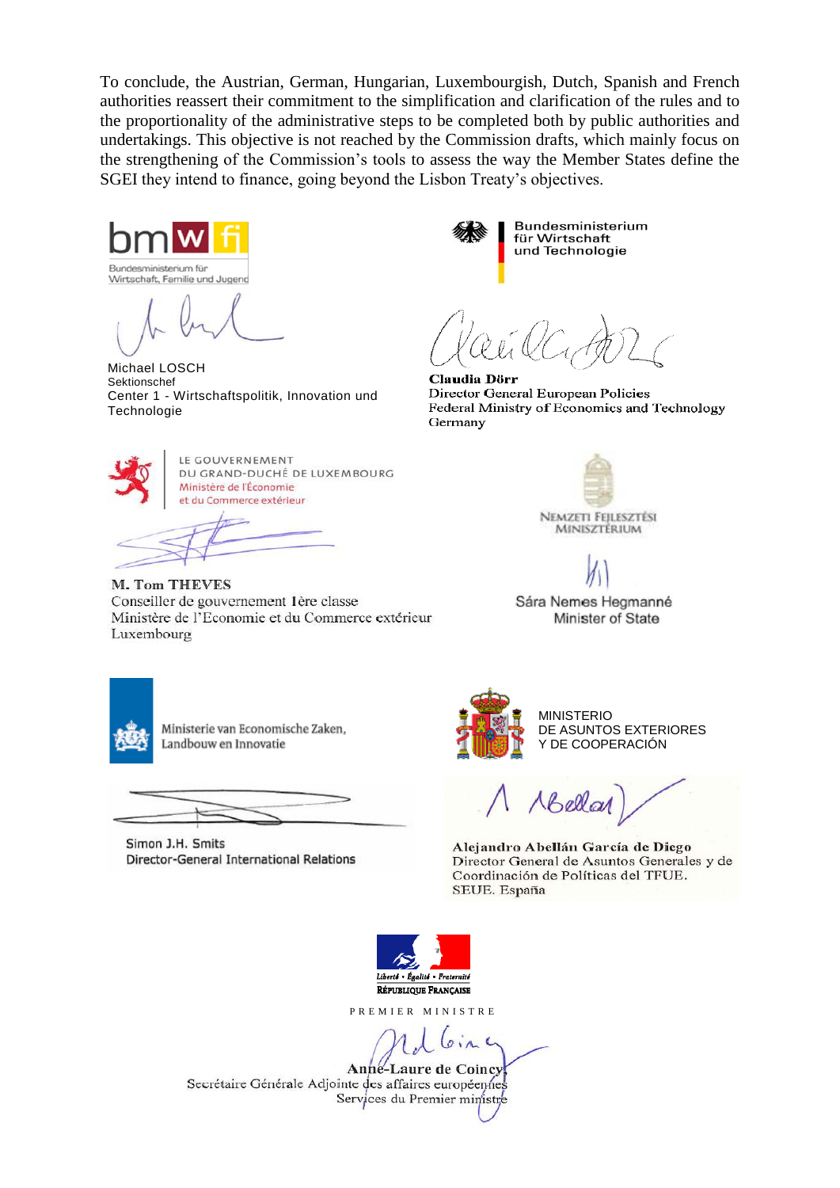To conclude, the Austrian, German, Hungarian, Luxembourgish, Dutch, Spanish and French authorities reassert their commitment to the simplification and clarification of the rules and to the proportionality of the administrative steps to be completed both by public authorities and undertakings. This objective is not reached by the Commission drafts, which mainly focus on the strengthening of the Commission's tools to assess the way the Member States define the SGEI they intend to finance, going beyond the Lisbon Treaty's objectives.

bmwfj
Bundesministerium für Wirtschaft, Familie und Jugend

Michael LOSCH
Sektionschef
Center 1 - Wirtschaftspolitik, Innovation und Technologie

Bundesministerium für Wirtschaft und Technologie

**Claudia Dörr**
Director General European Policies
Federal Ministry of Economics and Technology
Germany

LE GOUVERNEMENT DU GRAND-DUCHÉ DE LUXEMBOURG
Ministère de l'Économie et du Commerce extérieur

**M. Tom THEVES**
Conseiller de gouvernement 1ère classe
Ministère de l'Economie et du Commerce extérieur
Luxembourg

NEMZETI FEJLESZTÉSI MINISZTÉRIUM

Sára Nemes Hegmanné
Minister of State

Ministerie van Economische Zaken, Landbouw en Innovatie

Simon J.H. Smits
Director-General International Relations

MINISTERIO DE ASUNTOS EXTERIORES Y DE COOPERACIÓN

**Alejandro Abellán García de Diego**
Director General de Asuntos Generales y de Coordinación de Políticas del TFUE.
SEUE. España

Liberté • Égalité • Fraternité
RÉPUBLIQUE FRANÇAISE

PREMIER MINISTRE

**Anne-Laure de Coincy**
Secrétaire Générale Adjointe des affaires européennes
Services du Premier ministre